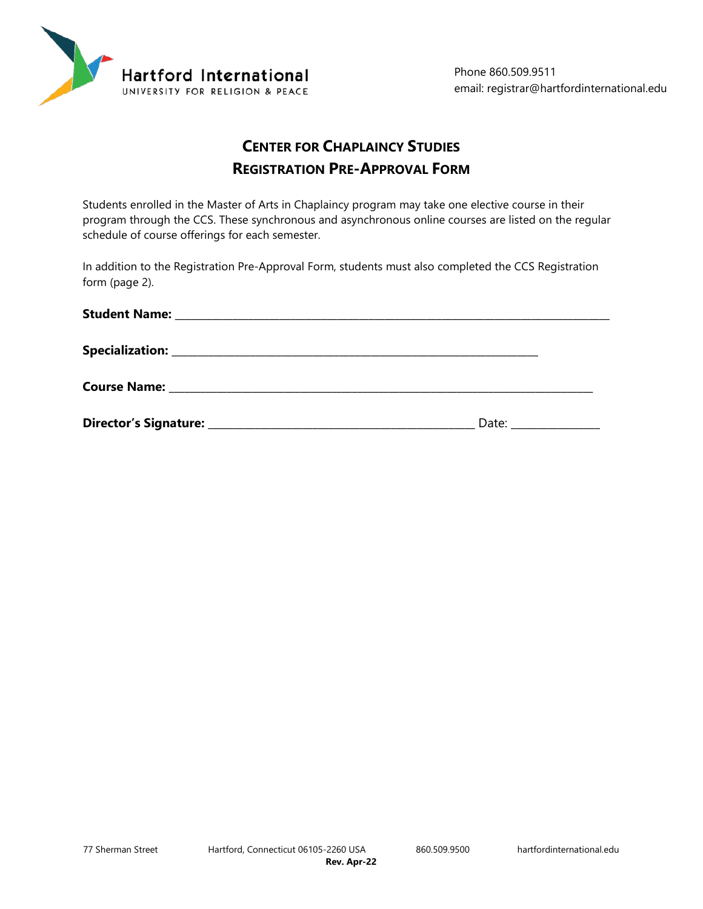Hartford International
UNIVERSITY FOR RELIGION & PEACE

Phone 860.509.9511
email: registrar@hartfordinternational.edu

# CENTER FOR CHAPLAINCY STUDIES
# REGISTRATION PRE-APPROVAL FORM

Students enrolled in the Master of Arts in Chaplaincy program may take one elective course in their program through the CCS. These synchronous and asynchronous online courses are listed on the regular schedule of course offerings for each semester.

In addition to the Registration Pre-Approval Form, students must also completed the CCS Registration form (page 2).

**Student Name:** ______________________________________________

**Specialization:** ______________________________________________

**Course Name:** ______________________________________________

**Director's Signature:** ______________________________ Date: ______________

77 Sherman Street Hartford, Connecticut 06105-2260 USA 860.509.9500 hartfordinternational.edu

**Rev. Apr-22**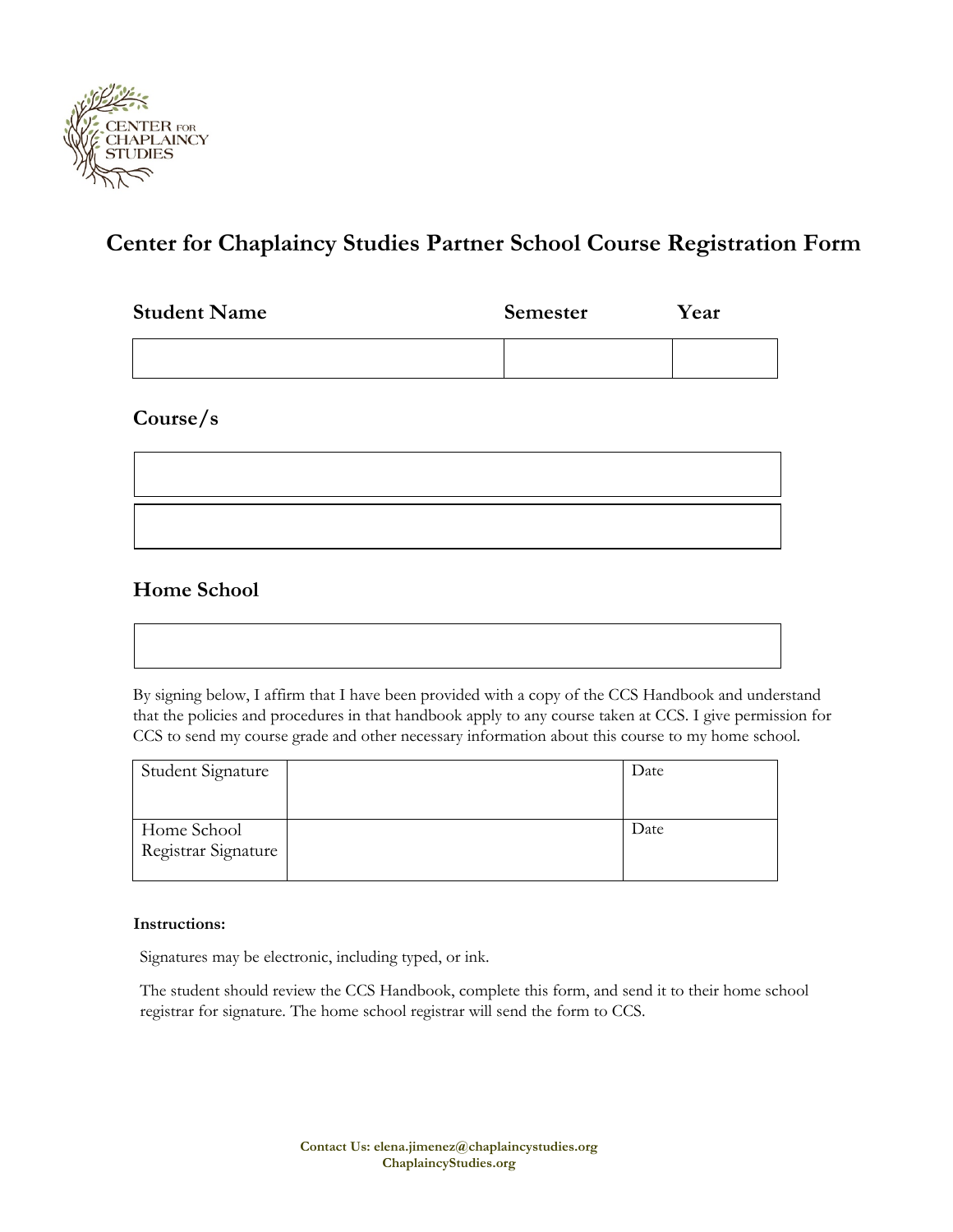# Center for Chaplaincy Studies Partner School Course Registration Form

| Student Name | Semester | Year |
| --- | --- | --- |
| | | |

## Course/s

| |
| --- |
| |
| |

## Home School

| |
| --- |
| |

By signing below, I affirm that I have been provided with a copy of the CCS Handbook and understand that the policies and procedures in that handbook apply to any course taken at CCS. I give permission for CCS to send my course grade and other necessary information about this course to my home school.

| | | |
| --- | --- | --- |
| Student Signature | | Date |
| Home School Registrar Signature | | Date |

**Instructions:**

Signatures may be electronic, including typed, or ink.

The student should review the CCS Handbook, complete this form, and send it to their home school registrar for signature. The home school registrar will send the form to CCS.

**Contact Us: elena.jimenez@chaplaincystudies.org**
**ChaplaincyStudies.org**